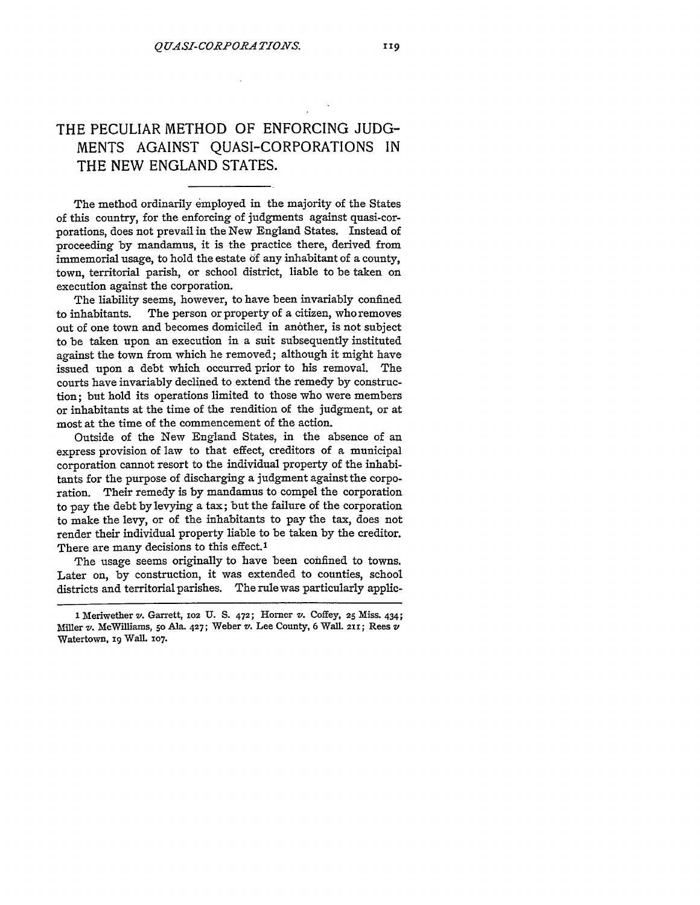# THE PECULIAR METHOD OF ENFORCING JUDGMENTS AGAINST QUASI-CORPORATIONS IN THE NEW ENGLAND STATES.

The method ordinarily employed in the majority of the States of this country, for the enforcing of judgments against quasi-corporations, does not prevail in the New England States. Instead of proceeding by mandamus, it is the practice there, derived from immemorial usage, to hold the estate of any inhabitant of a county, town, territorial parish, or school district, liable to be taken on execution against the corporation.

The liability seems, however, to have been invariably confined to inhabitants. The person or property of a citizen, who removes out of one town and becomes domiciled in another, is not subject to be taken upon an execution in a suit subsequently instituted against the town from which he removed; although it might have issued upon a debt which occurred prior to his removal. The courts have invariably declined to extend the remedy by construction; but hold its operations limited to those who were members or inhabitants at the time of the rendition of the judgment, or at most at the time of the commencement of the action.

Outside of the New England States, in the absence of an express provision of law to that effect, creditors of a municipal corporation cannot resort to the individual property of the inhabitants for the purpose of discharging a judgment against the corporation. Their remedy is by mandamus to compel the corporation to pay the debt by levying a tax; but the failure of the corporation to make the levy, or of the inhabitants to pay the tax, does not render their individual property liable to be taken by the creditor. There are many decisions to this effect.[1]

The usage seems originally to have been confined to towns. Later on, by construction, it was extended to counties, school districts and territorial parishes. The rule was particularly applic-

---

[1] Meriwether *v.* Garrett, 102 U. S. 472; Horner *v.* Coffey, 25 Miss. 434; Miller *v.* McWilliams, 50 Ala. 427; Weber *v.* Lee County, 6 Wall. 211; Rees *v* Watertown, 19 Wall. 107.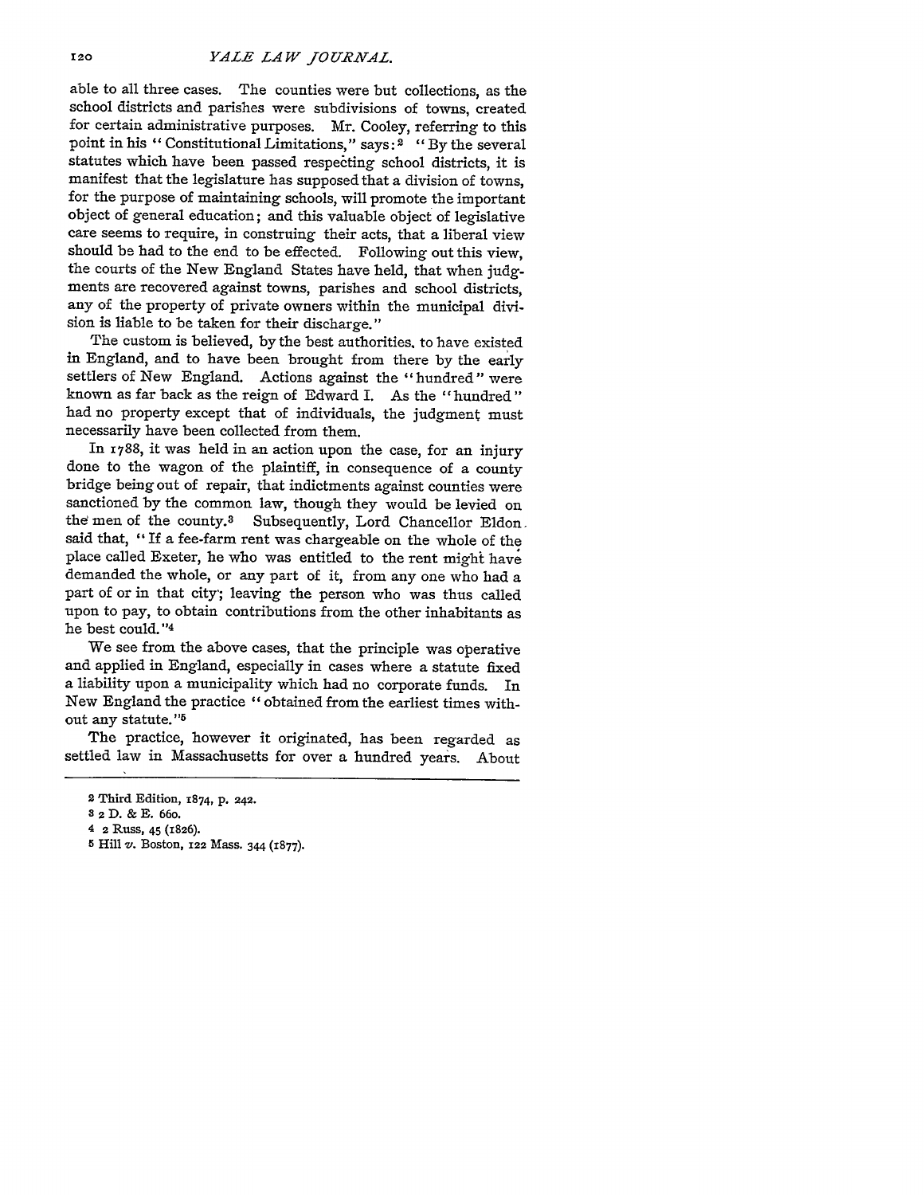able to all three cases. The counties were but collections, as the school districts and parishes were subdivisions of towns, created for certain administrative purposes. Mr. Cooley, referring to this point in his "Constitutional Limitations," says:[2] "By the several statutes which have been passed respecting school districts, it is manifest that the legislature has supposed that a division of towns, for the purpose of maintaining schools, will promote the important object of general education; and this valuable object of legislative care seems to require, in construing their acts, that a liberal view should be had to the end to be effected. Following out this view, the courts of the New England States have held, that when judgments are recovered against towns, parishes and school districts, any of the property of private owners within the municipal division is liable to be taken for their discharge."

The custom is believed, by the best authorities, to have existed in England, and to have been brought from there by the early settlers of New England. Actions against the "hundred" were known as far back as the reign of Edward I. As the "hundred" had no property except that of individuals, the judgment must necessarily have been collected from them.

In 1788, it was held in an action upon the case, for an injury done to the wagon of the plaintiff, in consequence of a county bridge being out of repair, that indictments against counties were sanctioned by the common law, though they would be levied on the men of the county.[3] Subsequently, Lord Chancellor Eldon said that, "If a fee-farm rent was chargeable on the whole of the place called Exeter, he who was entitled to the rent might have demanded the whole, or any part of it, from any one who had a part of or in that city; leaving the person who was thus called upon to pay, to obtain contributions from the other inhabitants as he best could."[4]

We see from the above cases, that the principle was operative and applied in England, especially in cases where a statute fixed a liability upon a municipality which had no corporate funds. In New England the practice "obtained from the earliest times without any statute."[5]

The practice, however it originated, has been regarded as settled law in Massachusetts for over a hundred years. About

---

[2] Third Edition, 1874, p. 242.

[3] 2 D. & E. 660.

[4] 2 Russ, 45 (1826).

[5] Hill *v.* Boston, 122 Mass. 344 (1877).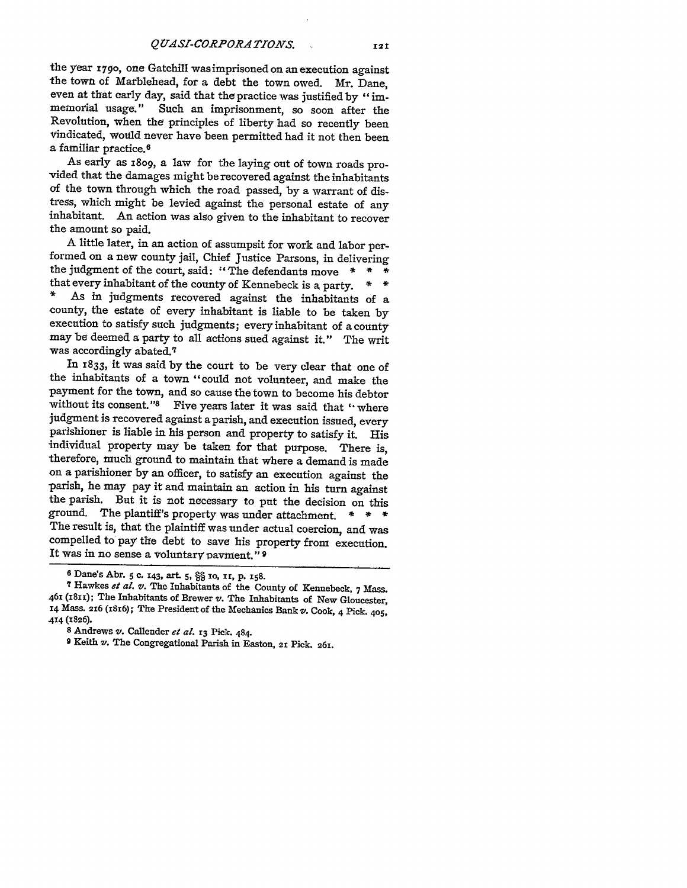the year 1790, one Gatchill was imprisoned on an execution against the town of Marblehead, for a debt the town owed. Mr. Dane, even at that early day, said that the practice was justified by "immemorial usage." Such an imprisonment, so soon after the Revolution, when the principles of liberty had so recently been vindicated, would never have been permitted had it not then been a familiar practice.[6]

As early as 1809, a law for the laying out of town roads provided that the damages might be recovered against the inhabitants of the town through which the road passed, by a warrant of distress, which might be levied against the personal estate of any inhabitant. An action was also given to the inhabitant to recover the amount so paid.

A little later, in an action of assumpsit for work and labor performed on a new county jail, Chief Justice Parsons, in delivering the judgment of the court, said: "The defendants move * * * that every inhabitant of the county of Kennebeck is a party. * * * As in judgments recovered against the inhabitants of a county, the estate of every inhabitant is liable to be taken by execution to satisfy such judgments; every inhabitant of a county may be deemed a party to all actions sued against it." The writ was accordingly abated.[7]

In 1833, it was said by the court to be very clear that one of the inhabitants of a town "could not volunteer, and make the payment for the town, and so cause the town to become his debtor without its consent."[8] Five years later it was said that "where judgment is recovered against a parish, and execution issued, every parishioner is liable in his person and property to satisfy it. His individual property may be taken for that purpose. There is, therefore, much ground to maintain that where a demand is made on a parishioner by an officer, to satisfy an execution against the parish, he may pay it and maintain an action in his turn against the parish. But it is not necessary to put the decision on this ground. The plantiff's property was under attachment. * * * The result is, that the plaintiff was under actual coercion, and was compelled to pay the debt to save his property from execution. It was in no sense a voluntary payment."[9]

---

[6] Dane's Abr. 5 c. 143, art. 5, §§ 10, 11, p. 158.

[7] Hawkes *et al.* *v.* The Inhabitants of the County of Kennebeck, 7 Mass. 461 (1811); The Inhabitants of Brewer *v.* The Inhabitants of New Gloucester, 14 Mass. 216 (1816); The President of the Mechanics Bank *v.* Cook, 4 Pick. 405, 414 (1826).

[8] Andrews *v.* Callender *et al.* 13 Pick. 484.

[9] Keith *v.* The Congregational Parish in Easton, 21 Pick. 261.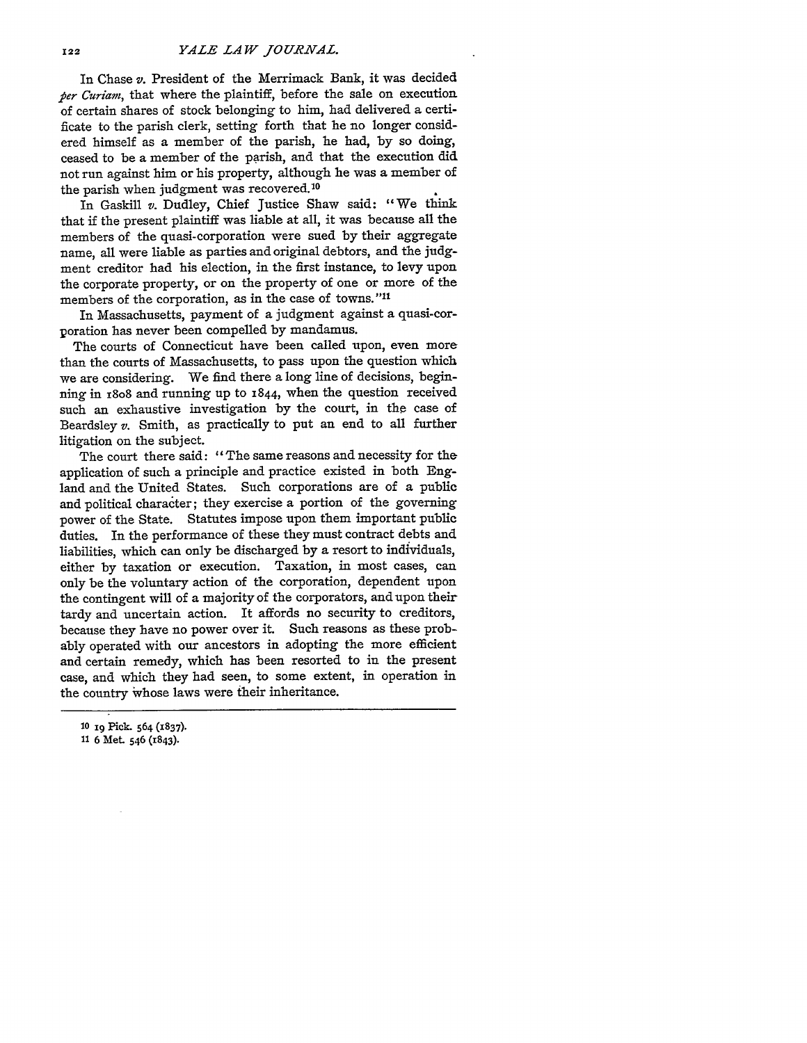In Chase *v.* President of the Merrimack Bank, it was decided *per Curiam*, that where the plaintiff, before the sale on execution of certain shares of stock belonging to him, had delivered a certificate to the parish clerk, setting forth that he no longer considered himself as a member of the parish, he had, by so doing, ceased to be a member of the parish, and that the execution did not run against him or his property, although he was a member of the parish when judgment was recovered.[10]

In Gaskill *v.* Dudley, Chief Justice Shaw said: "We think that if the present plaintiff was liable at all, it was because all the members of the quasi-corporation were sued by their aggregate name, all were liable as parties and original debtors, and the judgment creditor had his election, in the first instance, to levy upon the corporate property, or on the property of one or more of the members of the corporation, as in the case of towns."[11]

In Massachusetts, payment of a judgment against a quasi-corporation has never been compelled by mandamus.

The courts of Connecticut have been called upon, even more than the courts of Massachusetts, to pass upon the question which we are considering. We find there a long line of decisions, beginning in 1808 and running up to 1844, when the question received such an exhaustive investigation by the court, in the case of Beardsley *v.* Smith, as practically to put an end to all further litigation on the subject.

The court there said: "The same reasons and necessity for the application of such a principle and practice existed in both England and the United States. Such corporations are of a public and political character; they exercise a portion of the governing power of the State. Statutes impose upon them important public duties. In the performance of these they must contract debts and liabilities, which can only be discharged by a resort to individuals, either by taxation or execution. Taxation, in most cases, can only be the voluntary action of the corporation, dependent upon the contingent will of a majority of the corporators, and upon their tardy and uncertain action. It affords no security to creditors, because they have no power over it. Such reasons as these probably operated with our ancestors in adopting the more efficient and certain remedy, which has been resorted to in the present case, and which they had seen, to some extent, in operation in the country whose laws were their inheritance.

---

[10] 19 Pick. 564 (1837).

[11] 6 Met. 546 (1843).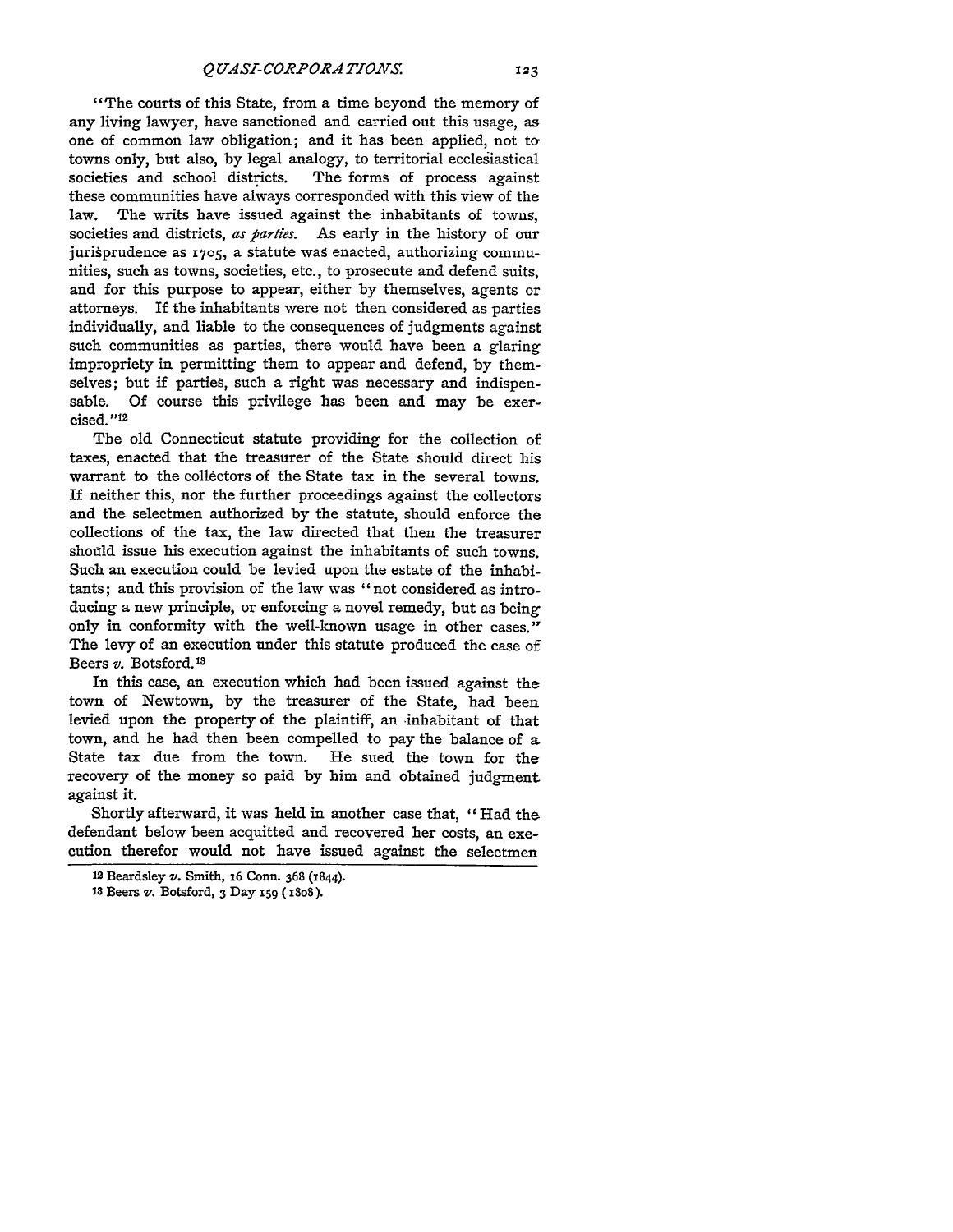"The courts of this State, from a time beyond the memory of any living lawyer, have sanctioned and carried out this usage, as one of common law obligation; and it has been applied, not to towns only, but also, by legal analogy, to territorial ecclesiastical societies and school districts. The forms of process against these communities have always corresponded with this view of the law. The writs have issued against the inhabitants of towns, societies and districts, *as parties*. As early in the history of our jurisprudence as 1705, a statute was enacted, authorizing communities, such as towns, societies, etc., to prosecute and defend suits, and for this purpose to appear, either by themselves, agents or attorneys. If the inhabitants were not then considered as parties individually, and liable to the consequences of judgments against such communities as parties, there would have been a glaring impropriety in permitting them to appear and defend, by themselves; but if parties, such a right was necessary and indispensable. Of course this privilege has been and may be exercised."[12]

The old Connecticut statute providing for the collection of taxes, enacted that the treasurer of the State should direct his warrant to the collectors of the State tax in the several towns. If neither this, nor the further proceedings against the collectors and the selectmen authorized by the statute, should enforce the collections of the tax, the law directed that then the treasurer should issue his execution against the inhabitants of such towns. Such an execution could be levied upon the estate of the inhabitants; and this provision of the law was "not considered as introducing a new principle, or enforcing a novel remedy, but as being only in conformity with the well-known usage in other cases." The levy of an execution under this statute produced the case of Beers *v.* Botsford.[13]

In this case, an execution which had been issued against the town of Newtown, by the treasurer of the State, had been levied upon the property of the plaintiff, an inhabitant of that town, and he had then been compelled to pay the balance of a State tax due from the town. He sued the town for the recovery of the money so paid by him and obtained judgment against it.

Shortly afterward, it was held in another case that, "Had the defendant below been acquitted and recovered her costs, an execution therefor would not have issued against the selectmen

[12] Beardsley *v.* Smith, 16 Conn. 368 (1844).

[13] Beers *v.* Botsford, 3 Day 159 (1808).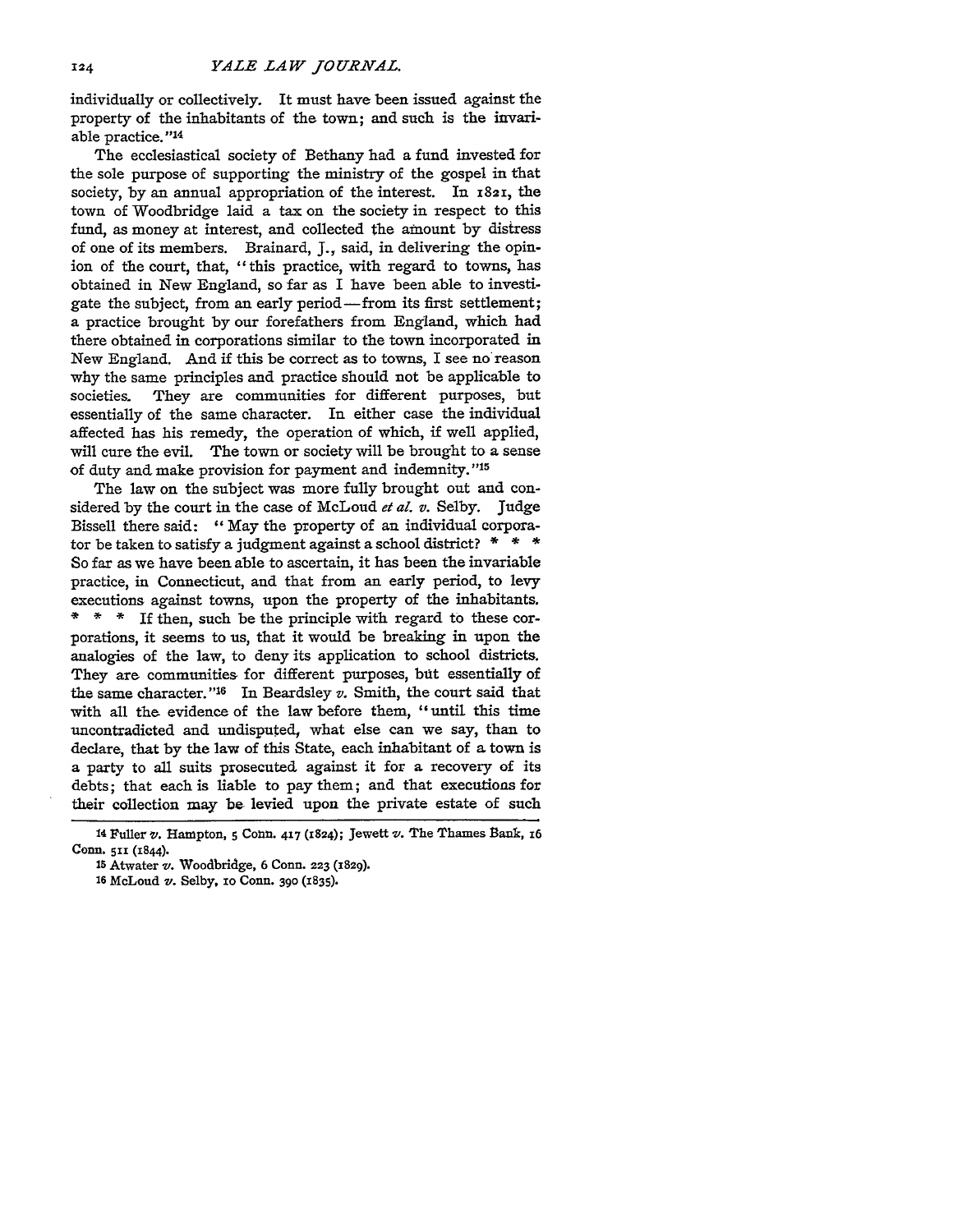individually or collectively. It must have been issued against the property of the inhabitants of the town; and such is the invariable practice."[14]

The ecclesiastical society of Bethany had a fund invested for the sole purpose of supporting the ministry of the gospel in that society, by an annual appropriation of the interest. In 1821, the town of Woodbridge laid a tax on the society in respect to this fund, as money at interest, and collected the amount by distress of one of its members. Brainard, J., said, in delivering the opinion of the court, that, "this practice, with regard to towns, has obtained in New England, so far as I have been able to investigate the subject, from an early period—from its first settlement; a practice brought by our forefathers from England, which had there obtained in corporations similar to the town incorporated in New England. And if this be correct as to towns, I see no reason why the same principles and practice should not be applicable to societies. They are communities for different purposes, but essentially of the same character. In either case the individual affected has his remedy, the operation of which, if well applied, will cure the evil. The town or society will be brought to a sense of duty and make provision for payment and indemnity."[15]

The law on the subject was more fully brought out and considered by the court in the case of McLoud *et al. v.* Selby. Judge Bissell there said: "May the property of an individual corporator be taken to satisfy a judgment against a school district? * * * So far as we have been able to ascertain, it has been the invariable practice, in Connecticut, and that from an early period, to levy executions against towns, upon the property of the inhabitants. * * * If then, such be the principle with regard to these corporations, it seems to us, that it would be breaking in upon the analogies of the law, to deny its application to school districts. They are communities for different purposes, but essentially of the same character."[16] In Beardsley *v.* Smith, the court said that with all the evidence of the law before them, "until this time uncontradicted and undisputed, what else can we say, than to declare, that by the law of this State, each inhabitant of a town is a party to all suits prosecuted against it for a recovery of its debts; that each is liable to pay them; and that executions for their collection may be levied upon the private estate of such

---

[14] Fuller *v.* Hampton, 5 Conn. 417 (1824); Jewett *v.* The Thames Bank, 16 Conn. 511 (1844).

[15] Atwater *v.* Woodbridge, 6 Conn. 223 (1829).

[16] McLoud *v.* Selby, 10 Conn. 390 (1835).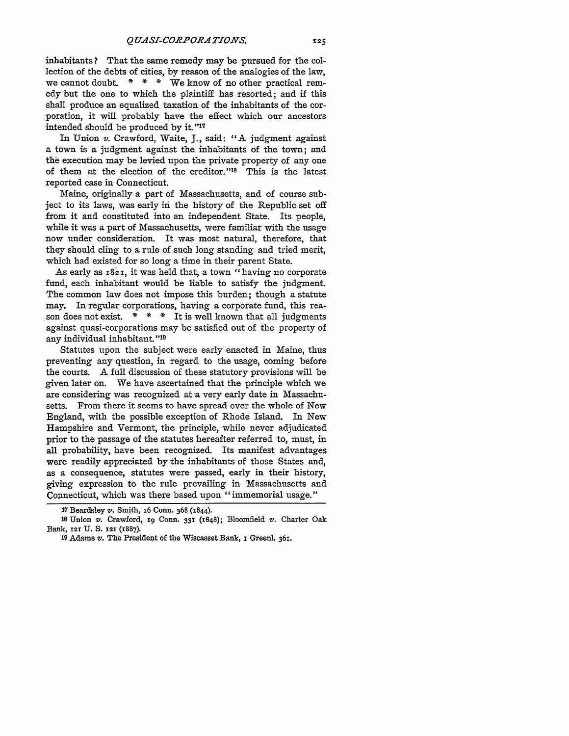inhabitants? That the same remedy may be pursued for the collection of the debts of cities, by reason of the analogies of the law, we cannot doubt. * * * We know of no other practical remedy but the one to which the plaintiff has resorted; and if this shall produce an equalized taxation of the inhabitants of the corporation, it will probably have the effect which our ancestors intended should be produced by it."[17]

In Union *v.* Crawford, Waite, J., said: "A judgment against a town is a judgment against the inhabitants of the town; and the execution may be levied upon the private property of any one of them at the election of the creditor."[18] This is the latest reported case in Connecticut.

Maine, originally a part of Massachusetts, and of course subject to its laws, was early in the history of the Republic set off from it and constituted into an independent State. Its people, while it was a part of Massachusetts, were familiar with the usage now under consideration. It was most natural, therefore, that they should cling to a rule of such long standing and tried merit, which had existed for so long a time in their parent State.

As early as 1821, it was held that, a town "having no corporate fund, each inhabitant would be liable to satisfy the judgment. The common law does not impose this burden; though a statute may. In regular corporations, having a corporate fund, this reason does not exist. * * * It is well known that all judgments against quasi-corporations may be satisfied out of the property of any individual inhabitant."[19]

Statutes upon the subject were early enacted in Maine, thus preventing any question, in regard to the usage, coming before the courts. A full discussion of these statutory provisions will be given later on. We have ascertained that the principle which we are considering was recognized at a very early date in Massachusetts. From there it seems to have spread over the whole of New England, with the possible exception of Rhode Island. In New Hampshire and Vermont, the principle, while never adjudicated prior to the passage of the statutes hereafter referred to, must, in all probability, have been recognized. Its manifest advantages were readily appreciated by the inhabitants of those States and, as a consequence, statutes were passed, early in their history, giving expression to the rule prevailing in Massachusetts and Connecticut, which was there based upon "immemorial usage."

---

[17] Beardsley *v.* Smith, 16 Conn. 368 (1844).

[18] Union *v.* Crawford, 19 Conn. 331 (1848); Bloomfield *v.* Charter Oak Bank, 121 U. S. 121 (1887).

[19] Adams *v.* The President of the Wiscasset Bank, 1 Greenl. 361.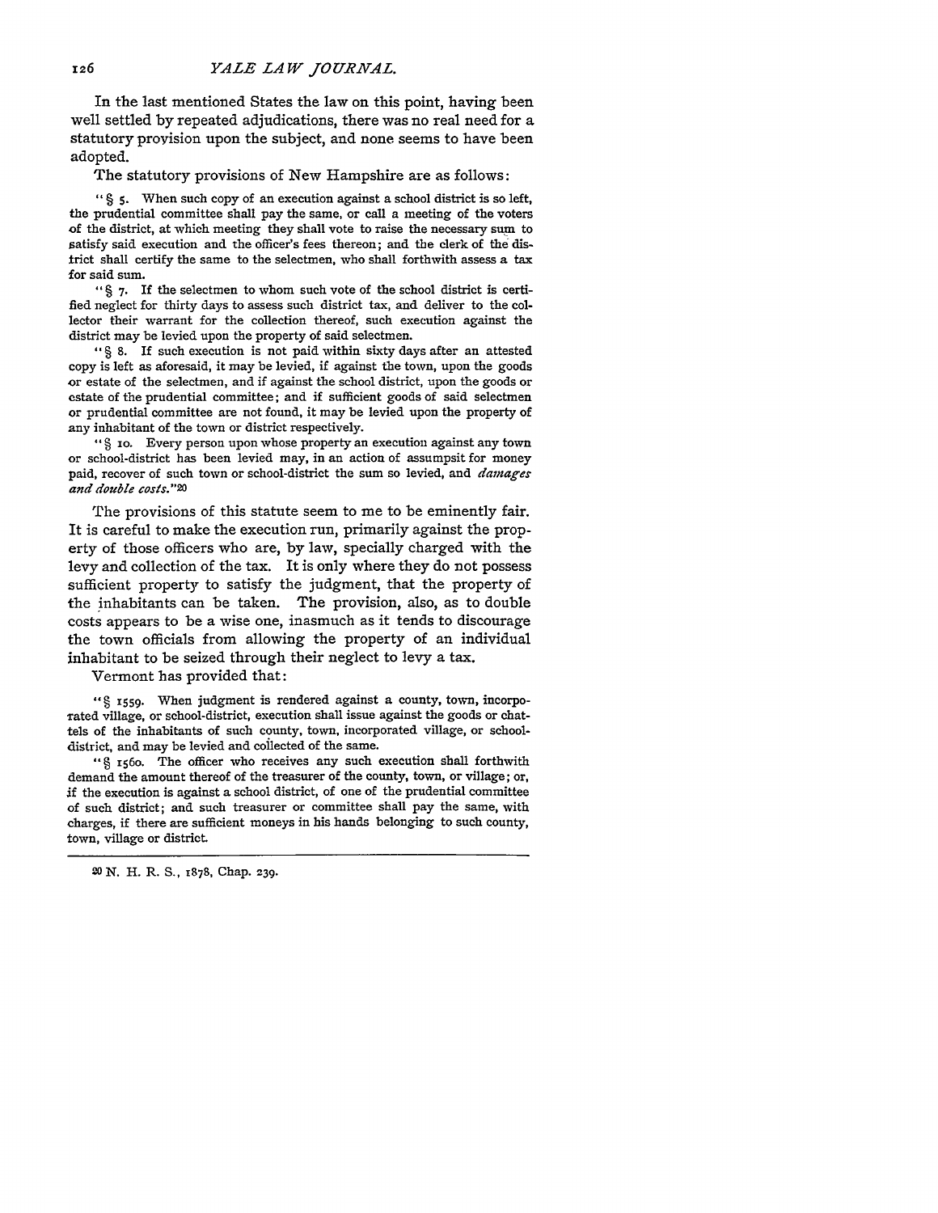In the last mentioned States the law on this point, having been well settled by repeated adjudications, there was no real need for a statutory provision upon the subject, and none seems to have been adopted.

The statutory provisions of New Hampshire are as follows:

> "§ 5. When such copy of an execution against a school district is so left, the prudential committee shall pay the same, or call a meeting of the voters of the district, at which meeting they shall vote to raise the necessary sum to satisfy said execution and the officer's fees thereon; and the clerk of the district shall certify the same to the selectmen, who shall forthwith assess a tax for said sum.
>
> "§ 7. If the selectmen to whom such vote of the school district is certified neglect for thirty days to assess such district tax, and deliver to the collector their warrant for the collection thereof, such execution against the district may be levied upon the property of said selectmen.
>
> "§ 8. If such execution is not paid within sixty days after an attested copy is left as aforesaid, it may be levied, if against the town, upon the goods or estate of the selectmen, and if against the school district, upon the goods or estate of the prudential committee; and if sufficient goods of said selectmen or prudential committee are not found, it may be levied upon the property of any inhabitant of the town or district respectively.
>
> "§ 10. Every person upon whose property an execution against any town or school-district has been levied may, in an action of assumpsit for money paid, recover of such town or school-district the sum so levied, and *damages and double costs*."[20]

The provisions of this statute seem to me to be eminently fair. It is careful to make the execution run, primarily against the property of those officers who are, by law, specially charged with the levy and collection of the tax. It is only where they do not possess sufficient property to satisfy the judgment, that the property of the inhabitants can be taken. The provision, also, as to double costs appears to be a wise one, inasmuch as it tends to discourage the town officials from allowing the property of an individual inhabitant to be seized through their neglect to levy a tax.

Vermont has provided that:

> "§ 1559. When judgment is rendered against a county, town, incorporated village, or school-district, execution shall issue against the goods or chattels of the inhabitants of such county, town, incorporated village, or school-district, and may be levied and collected of the same.
>
> "§ 1560. The officer who receives any such execution shall forthwith demand the amount thereof of the treasurer of the county, town, or village; or, if the execution is against a school district, of one of the prudential committee of such district; and such treasurer or committee shall pay the same, with charges, if there are sufficient moneys in his hands belonging to such county, town, village or district.

[20] N. H. R. S., 1878, Chap. 239.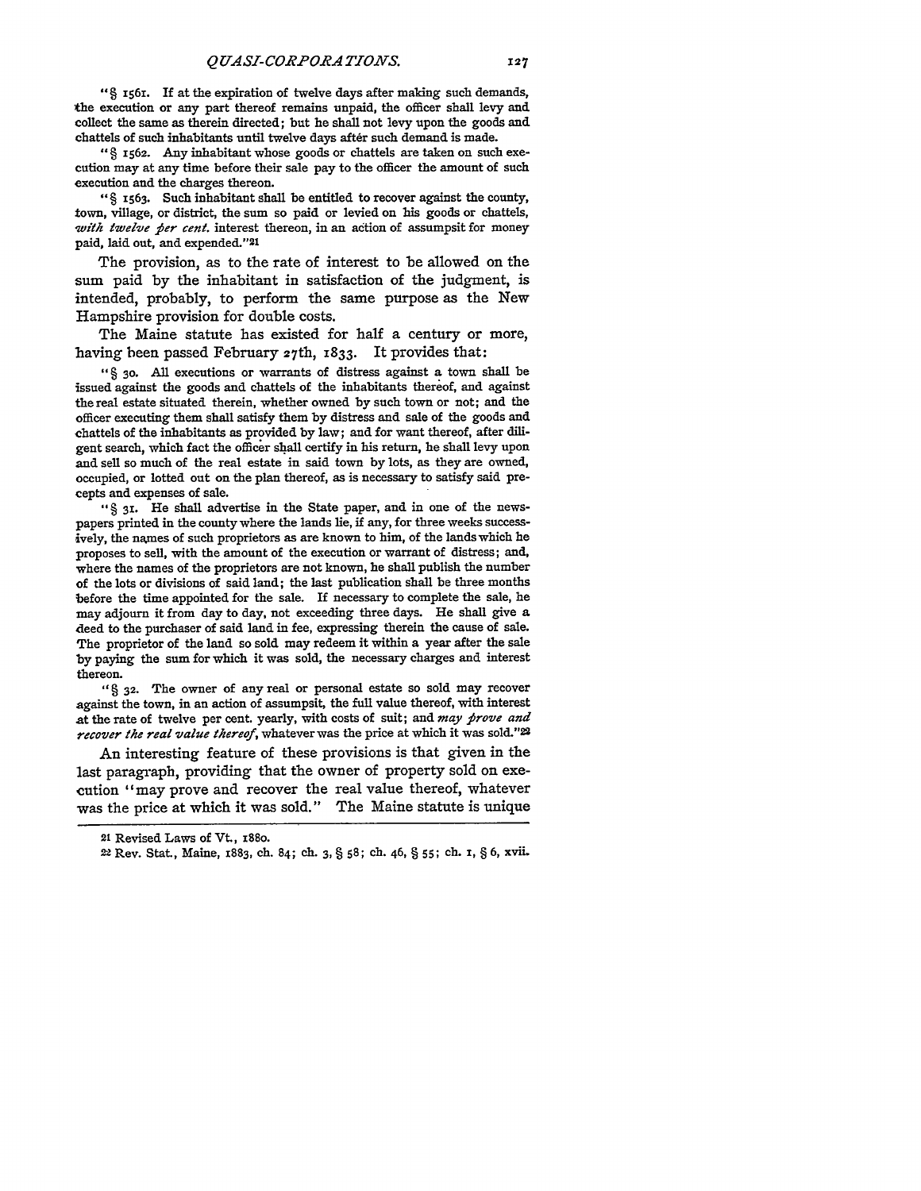"§ 1561. If at the expiration of twelve days after making such demands, the execution or any part thereof remains unpaid, the officer shall levy and collect the same as therein directed; but he shall not levy upon the goods and chattels of such inhabitants until twelve days after such demand is made.

"§ 1562. Any inhabitant whose goods or chattels are taken on such execution may at any time before their sale pay to the officer the amount of such execution and the charges thereon.

"§ 1563. Such inhabitant shall be entitled to recover against the county, town, village, or district, the sum so paid or levied on his goods or chattels, *with twelve per cent.* interest thereon, in an action of assumpsit for money paid, laid out, and expended."[21]

The provision, as to the rate of interest to be allowed on the sum paid by the inhabitant in satisfaction of the judgment, is intended, probably, to perform the same purpose as the New Hampshire provision for double costs.

The Maine statute has existed for half a century or more, having been passed February 27th, 1833. It provides that:

"§ 30. All executions or warrants of distress against a town shall be issued against the goods and chattels of the inhabitants thereof, and against the real estate situated therein, whether owned by such town or not; and the officer executing them shall satisfy them by distress and sale of the goods and chattels of the inhabitants as provided by law; and for want thereof, after diligent search, which fact the officer shall certify in his return, he shall levy upon and sell so much of the real estate in said town by lots, as they are owned, occupied, or lotted out on the plan thereof, as is necessary to satisfy said precepts and expenses of sale.

"§ 31. He shall advertise in the State paper, and in one of the newspapers printed in the county where the lands lie, if any, for three weeks successively, the names of such proprietors as are known to him, of the lands which he proposes to sell, with the amount of the execution or warrant of distress; and, where the names of the proprietors are not known, he shall publish the number of the lots or divisions of said land; the last publication shall be three months before the time appointed for the sale. If necessary to complete the sale, he may adjourn it from day to day, not exceeding three days. He shall give a deed to the purchaser of said land in fee, expressing therein the cause of sale. The proprietor of the land so sold may redeem it within a year after the sale by paying the sum for which it was sold, the necessary charges and interest thereon.

"§ 32. The owner of any real or personal estate so sold may recover against the town, in an action of assumpsit, the full value thereof, with interest at the rate of twelve per cent. yearly, with costs of suit; and *may prove and recover the real value thereof*, whatever was the price at which it was sold."[22]

An interesting feature of these provisions is that given in the last paragraph, providing that the owner of property sold on execution "may prove and recover the real value thereof, whatever was the price at which it was sold." The Maine statute is unique

---

[21] Revised Laws of Vt., 1880.

[22] Rev. Stat., Maine, 1883, ch. 84; ch. 3, § 58; ch. 46, § 55; ch. 1, § 6, xvii.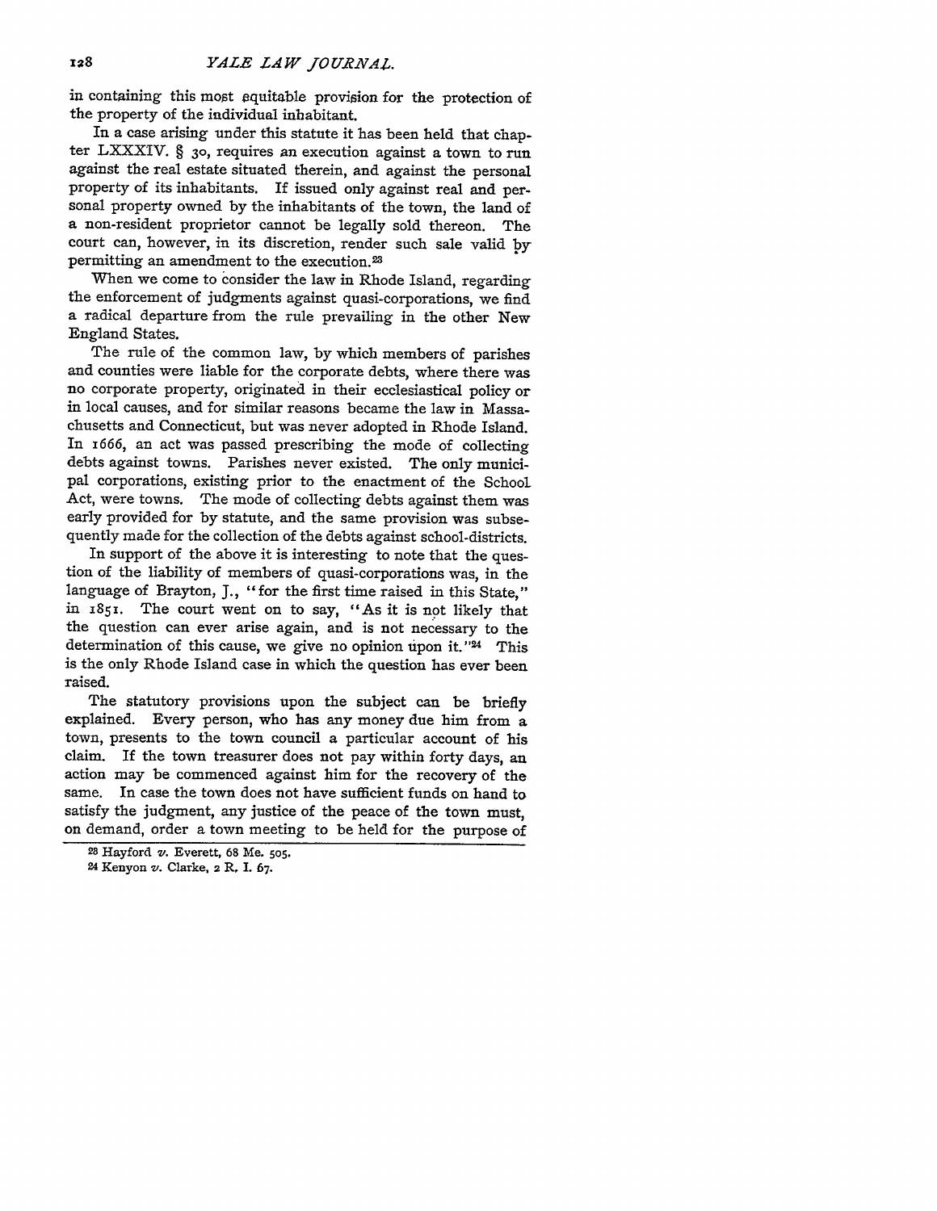in containing this most equitable provision for the protection of the property of the individual inhabitant.

In a case arising under this statute it has been held that chapter LXXXIV. § 30, requires an execution against a town to run against the real estate situated therein, and against the personal property of its inhabitants. If issued only against real and personal property owned by the inhabitants of the town, the land of a non-resident proprietor cannot be legally sold thereon. The court can, however, in its discretion, render such sale valid by permitting an amendment to the execution.[23]

When we come to consider the law in Rhode Island, regarding the enforcement of judgments against quasi-corporations, we find a radical departure from the rule prevailing in the other New England States.

The rule of the common law, by which members of parishes and counties were liable for the corporate debts, where there was no corporate property, originated in their ecclesiastical policy or in local causes, and for similar reasons became the law in Massachusetts and Connecticut, but was never adopted in Rhode Island. In 1666, an act was passed prescribing the mode of collecting debts against towns. Parishes never existed. The only municipal corporations, existing prior to the enactment of the School Act, were towns. The mode of collecting debts against them was early provided for by statute, and the same provision was subsequently made for the collection of the debts against school-districts.

In support of the above it is interesting to note that the question of the liability of members of quasi-corporations was, in the language of Brayton, J., "for the first time raised in this State," in 1851. The court went on to say, "As it is not likely that the question can ever arise again, and is not necessary to the determination of this cause, we give no opinion upon it."[24] This is the only Rhode Island case in which the question has ever been raised.

The statutory provisions upon the subject can be briefly explained. Every person, who has any money due him from a town, presents to the town council a particular account of his claim. If the town treasurer does not pay within forty days, an action may be commenced against him for the recovery of the same. In case the town does not have sufficient funds on hand to satisfy the judgment, any justice of the peace of the town must, on demand, order a town meeting to be held for the purpose of

[23] Hayford *v.* Everett, 68 Me. 505.

[24] Kenyon *v.* Clarke, 2 R. I. 67.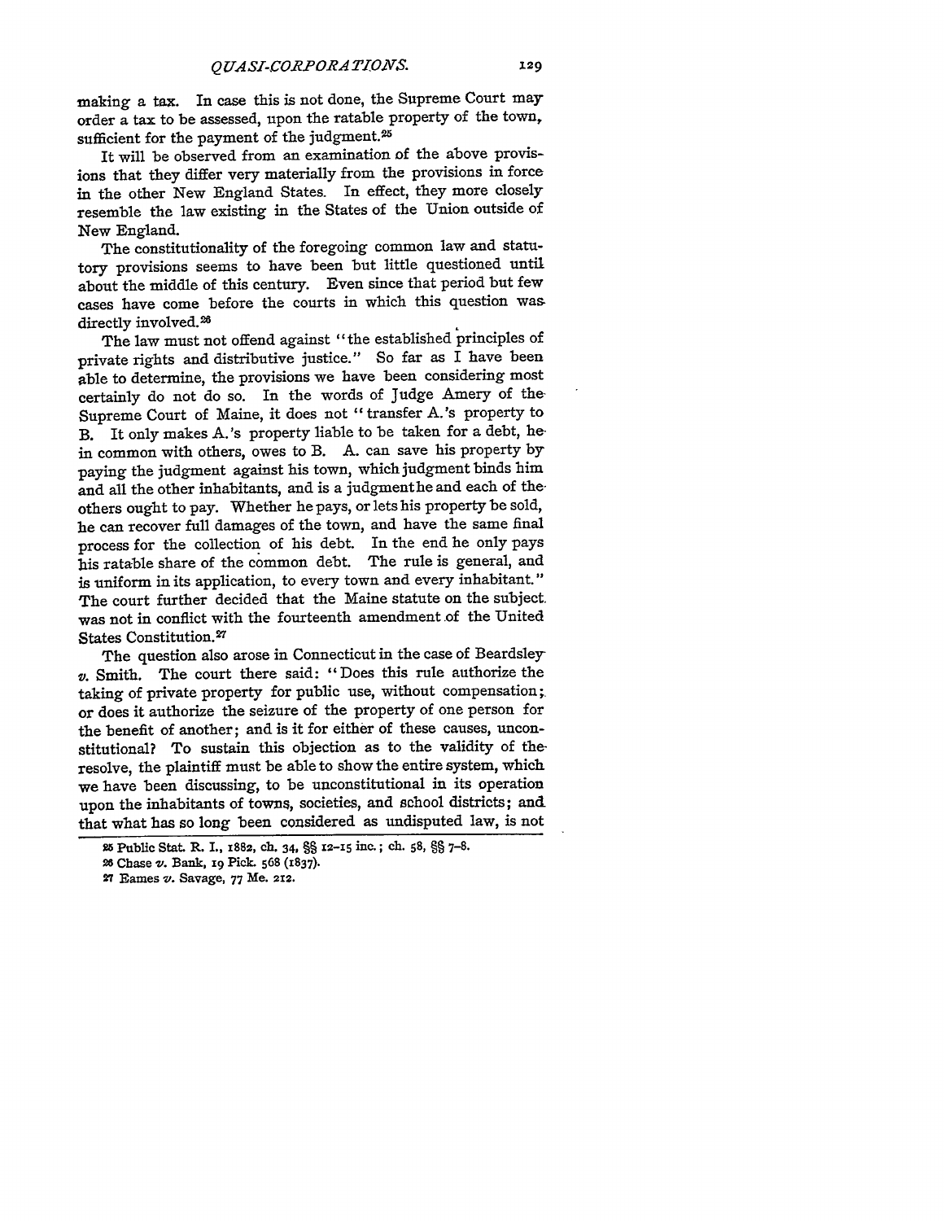making a tax. In case this is not done, the Supreme Court may order a tax to be assessed, upon the ratable property of the town, sufficient for the payment of the judgment.[25]

It will be observed from an examination of the above provisions that they differ very materially from the provisions in force in the other New England States. In effect, they more closely resemble the law existing in the States of the Union outside of New England.

The constitutionality of the foregoing common law and statutory provisions seems to have been but little questioned until about the middle of this century. Even since that period but few cases have come before the courts in which this question was directly involved.[26]

The law must not offend against "the established principles of private rights and distributive justice." So far as I have been able to determine, the provisions we have been considering most certainly do not do so. In the words of Judge Amery of the Supreme Court of Maine, it does not "transfer A.'s property to B. It only makes A.'s property liable to be taken for a debt, he in common with others, owes to B. A. can save his property by paying the judgment against his town, which judgment binds him and all the other inhabitants, and is a judgment he and each of the others ought to pay. Whether he pays, or lets his property be sold, he can recover full damages of the town, and have the same final process for the collection of his debt. In the end he only pays his ratable share of the common debt. The rule is general, and is uniform in its application, to every town and every inhabitant." The court further decided that the Maine statute on the subject was not in conflict with the fourteenth amendment of the United States Constitution.[27]

The question also arose in Connecticut in the case of Beardsley *v.* Smith. The court there said: "Does this rule authorize the taking of private property for public use, without compensation; or does it authorize the seizure of the property of one person for the benefit of another; and is it for either of these causes, unconstitutional? To sustain this objection as to the validity of the resolve, the plaintiff must be able to show the entire system, which we have been discussing, to be unconstitutional in its operation upon the inhabitants of towns, societies, and school districts; and that what has so long been considered as undisputed law, is not

---

[25] Public Stat. R. I., 1882, ch. 34, §§ 12–15 inc.; ch. 58, §§ 7–8.

[26] Chase *v.* Bank, 19 Pick. 568 (1837).

[27] Eames *v.* Savage, 77 Me. 212.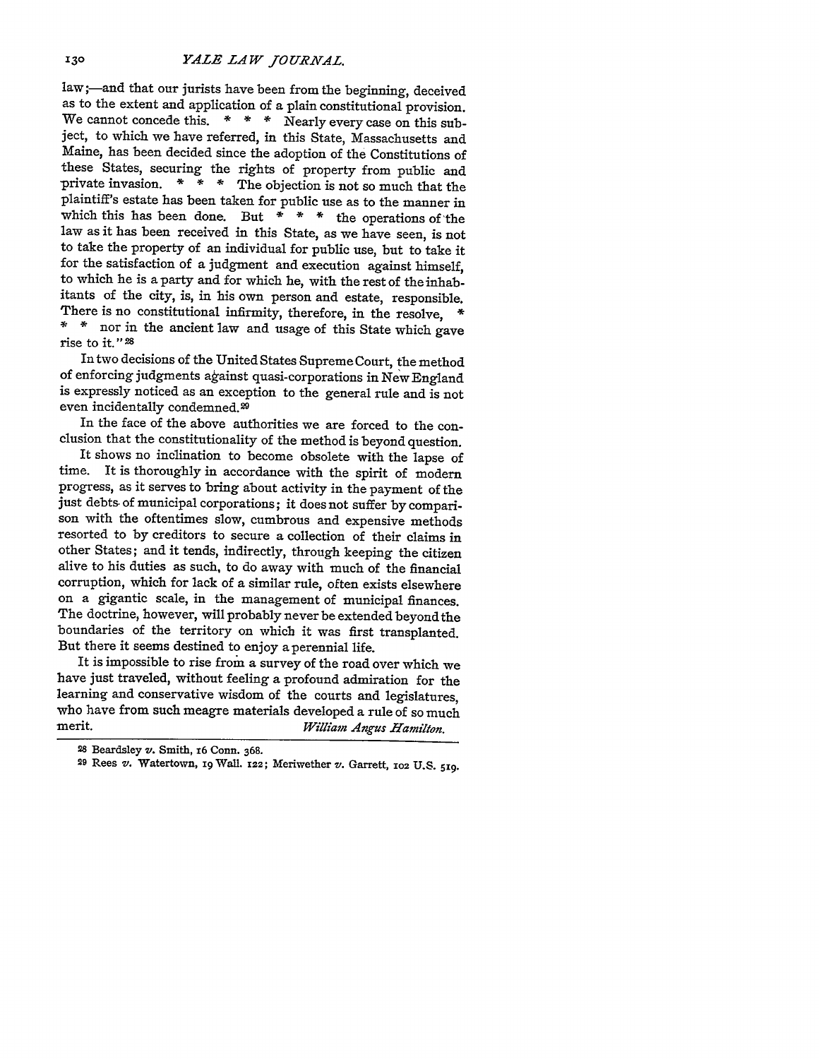law;—and that our jurists have been from the beginning, deceived as to the extent and application of a plain constitutional provision. We cannot concede this. * * * Nearly every case on this subject, to which we have referred, in this State, Massachusetts and Maine, has been decided since the adoption of the Constitutions of these States, securing the rights of property from public and private invasion. * * * The objection is not so much that the plaintiff's estate has been taken for public use as to the manner in which this has been done. But * * * the operations of the law as it has been received in this State, as we have seen, is not to take the property of an individual for public use, but to take it for the satisfaction of a judgment and execution against himself, to which he is a party and for which he, with the rest of the inhabitants of the city, is, in his own person and estate, responsible. There is no constitutional infirmity, therefore, in the resolve, * * * nor in the ancient law and usage of this State which gave rise to it."[28]

In two decisions of the United States Supreme Court, the method of enforcing judgments against quasi-corporations in New England is expressly noticed as an exception to the general rule and is not even incidentally condemned.[29]

In the face of the above authorities we are forced to the conclusion that the constitutionality of the method is beyond question.

It shows no inclination to become obsolete with the lapse of time. It is thoroughly in accordance with the spirit of modern progress, as it serves to bring about activity in the payment of the just debts of municipal corporations; it does not suffer by comparison with the oftentimes slow, cumbrous and expensive methods resorted to by creditors to secure a collection of their claims in other States; and it tends, indirectly, through keeping the citizen alive to his duties as such, to do away with much of the financial corruption, which for lack of a similar rule, often exists elsewhere on a gigantic scale, in the management of municipal finances. The doctrine, however, will probably never be extended beyond the boundaries of the territory on which it was first transplanted. But there it seems destined to enjoy a perennial life.

It is impossible to rise from a survey of the road over which we have just traveled, without feeling a profound admiration for the learning and conservative wisdom of the courts and legislatures, who have from such meagre materials developed a rule of so much merit.

*William Angus Hamilton.*

---

[28] Beardsley *v.* Smith, 16 Conn. 368.

[29] Rees *v.* Watertown, 19 Wall. 122; Meriwether *v.* Garrett, 102 U.S. 519.